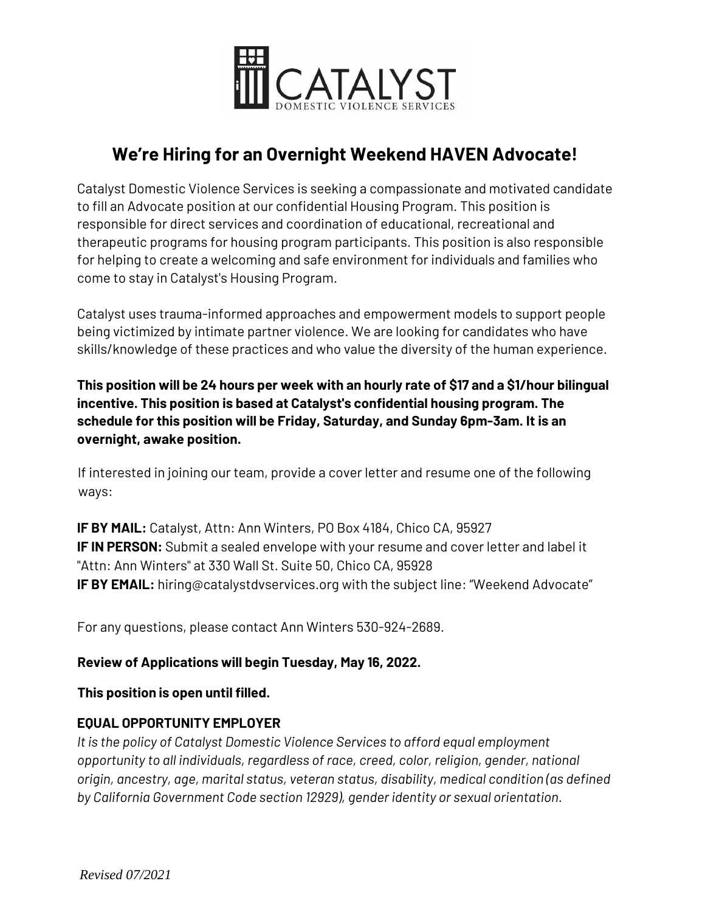CATALYST
DOMESTIC VIOLENCE SERVICES

# We're Hiring for an Overnight Weekend HAVEN Advocate!

Catalyst Domestic Violence Services is seeking a compassionate and motivated candidate to fill an Advocate position at our confidential Housing Program. This position is responsible for direct services and coordination of educational, recreational and therapeutic programs for housing program participants. This position is also responsible for helping to create a welcoming and safe environment for individuals and families who come to stay in Catalyst's Housing Program.

Catalyst uses trauma-informed approaches and empowerment models to support people being victimized by intimate partner violence. We are looking for candidates who have skills/knowledge of these practices and who value the diversity of the human experience.

**This position will be 24 hours per week with an hourly rate of $17 and a $1/hour bilingual incentive. This position is based at Catalyst's confidential housing program. The schedule for this position will be Friday, Saturday, and Sunday 6pm-3am. It is an overnight, awake position.**

If interested in joining our team, provide a cover letter and resume one of the following ways:

**IF BY MAIL:** Catalyst, Attn: Ann Winters, PO Box 4184, Chico CA, 95927
**IF IN PERSON:** Submit a sealed envelope with your resume and cover letter and label it "Attn: Ann Winters" at 330 Wall St. Suite 50, Chico CA, 95928
**IF BY EMAIL:** hiring@catalystdvservices.org with the subject line: "Weekend Advocate"

For any questions, please contact Ann Winters 530-924-2689.

**Review of Applications will begin Tuesday, May 16, 2022.**

**This position is open until filled.**

**EQUAL OPPORTUNITY EMPLOYER**
*It is the policy of Catalyst Domestic Violence Services to afford equal employment opportunity to all individuals, regardless of race, creed, color, religion, gender, national origin, ancestry, age, marital status, veteran status, disability, medical condition (as defined by California Government Code section 12929), gender identity or sexual orientation.*

*Revised 07/2021*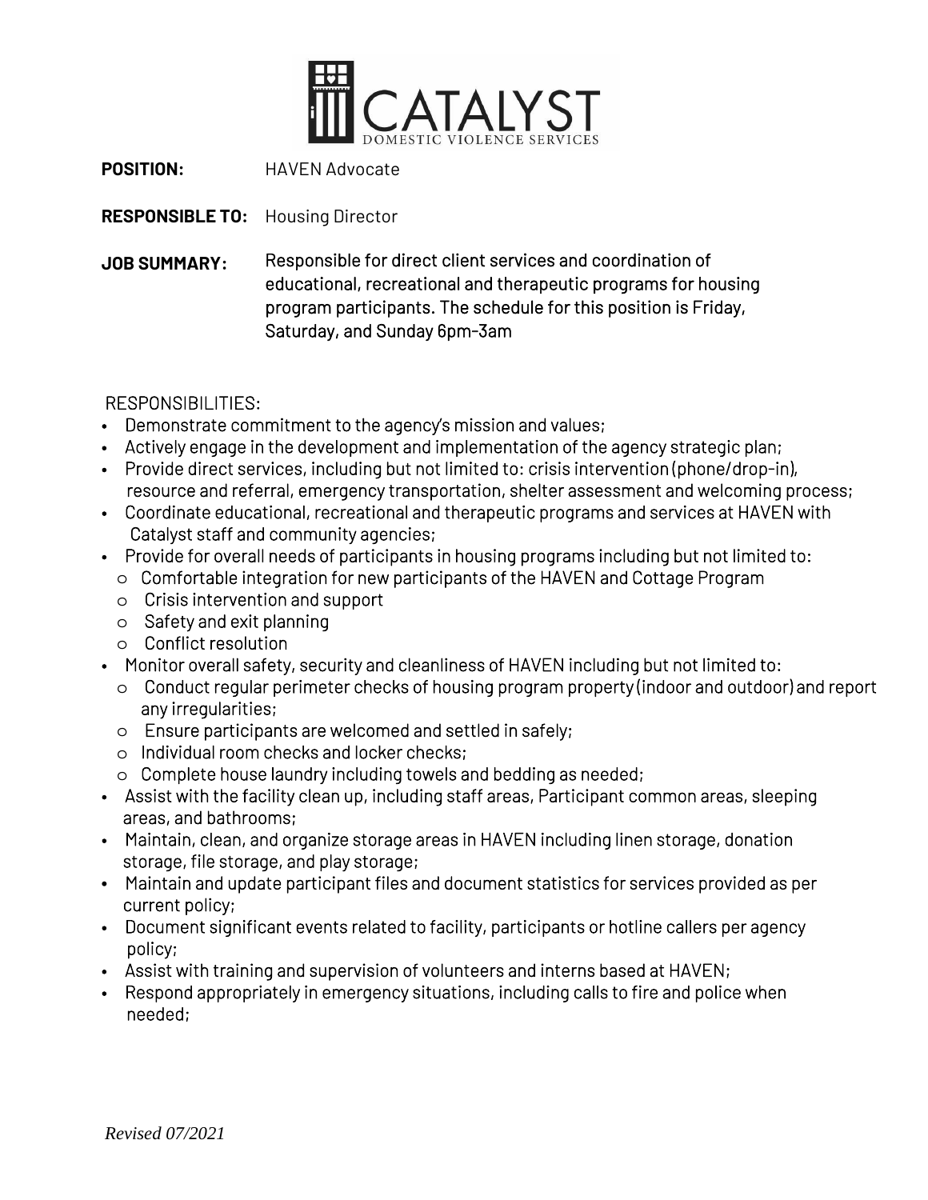CATALYST
DOMESTIC VIOLENCE SERVICES

**POSITION:** HAVEN Advocate

**RESPONSIBLE TO:** Housing Director

**JOB SUMMARY:** Responsible for direct client services and coordination of educational, recreational and therapeutic programs for housing program participants. The schedule for this position is Friday, Saturday, and Sunday 6pm-3am

RESPONSIBILITIES:

- Demonstrate commitment to the agency's mission and values;
- Actively engage in the development and implementation of the agency strategic plan;
- Provide direct services, including but not limited to: crisis intervention (phone/drop-in), resource and referral, emergency transportation, shelter assessment and welcoming process;
- Coordinate educational, recreational and therapeutic programs and services at HAVEN with Catalyst staff and community agencies;
- Provide for overall needs of participants in housing programs including but not limited to:
  - Comfortable integration for new participants of the HAVEN and Cottage Program
  - Crisis intervention and support
  - Safety and exit planning
  - Conflict resolution
- Monitor overall safety, security and cleanliness of HAVEN including but not limited to:
  - Conduct regular perimeter checks of housing program property (indoor and outdoor) and report any irregularities;
  - Ensure participants are welcomed and settled in safely;
  - Individual room checks and locker checks;
  - Complete house laundry including towels and bedding as needed;
- Assist with the facility clean up, including staff areas, Participant common areas, sleeping areas, and bathrooms;
- Maintain, clean, and organize storage areas in HAVEN including linen storage, donation storage, file storage, and play storage;
- Maintain and update participant files and document statistics for services provided as per current policy;
- Document significant events related to facility, participants or hotline callers per agency policy;
- Assist with training and supervision of volunteers and interns based at HAVEN;
- Respond appropriately in emergency situations, including calls to fire and police when needed;

*Revised 07/2021*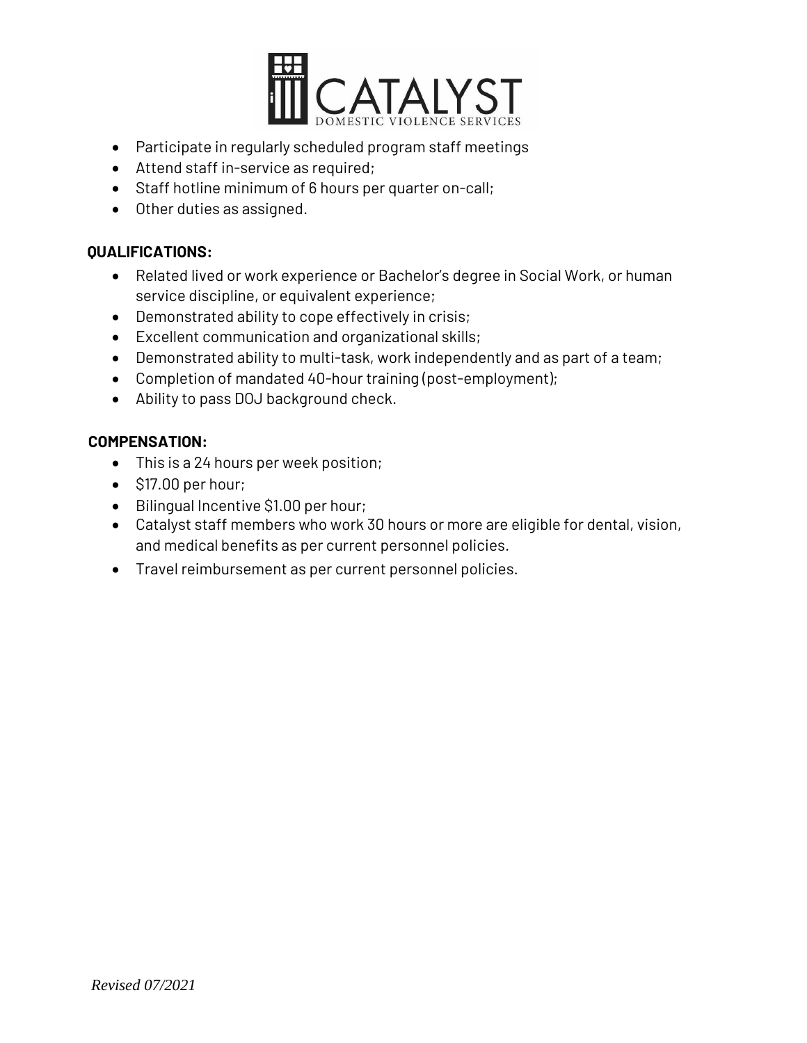- Participate in regularly scheduled program staff meetings
- Attend staff in-service as required;
- Staff hotline minimum of 6 hours per quarter on-call;
- Other duties as assigned.

**QUALIFICATIONS:**

- Related lived or work experience or Bachelor's degree in Social Work, or human service discipline, or equivalent experience;
- Demonstrated ability to cope effectively in crisis;
- Excellent communication and organizational skills;
- Demonstrated ability to multi-task, work independently and as part of a team;
- Completion of mandated 40-hour training (post-employment);
- Ability to pass DOJ background check.

**COMPENSATION:**

- This is a 24 hours per week position;
- $17.00 per hour;
- Bilingual Incentive $1.00 per hour;
- Catalyst staff members who work 30 hours or more are eligible for dental, vision, and medical benefits as per current personnel policies.
- Travel reimbursement as per current personnel policies.

*Revised 07/2021*